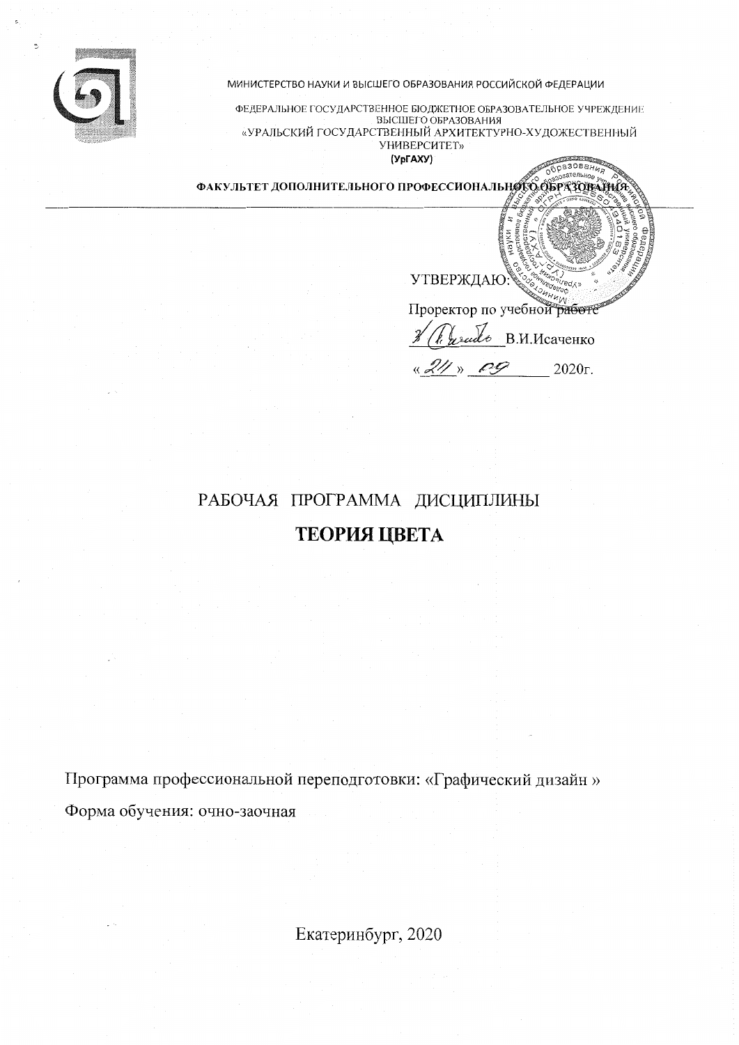МИНИСТЕРСТВО НАУКИ И ВЫСШЕГО ОБРАЗОВАНИЯ РОССИЙСКОЙ ФЕДЕРАЦИИ

ФЕДЕРАЛЬНОЕ ГОСУДАРСТВЕННОЕ БЮДЖЕТНОЕ ОБРАЗОВАТЕЛЬНОЕ УЧРЕЖДЕНИЕ ВЫСШЕГО ОБРАЗОВАНИЯ
«УРАЛЬСКИЙ ГОСУДАРСТВЕННЫЙ АРХИТЕКТУРНО-ХУДОЖЕСТВЕННЫЙ УНИВЕРСИТЕТ»
(УрГАХУ)

**ФАКУЛЬТЕТ ДОПОЛНИТЕЛЬНОГО ПРОФЕССИОНАЛЬНОГО ОБРАЗОВАНИЯ**

УТВЕРЖДАЮ:

Проректор по учебной работе

_________ В.И.Исаченко

«21» 09 2020г.

# РАБОЧАЯ ПРОГРАММА ДИСЦИПЛИНЫ

# ТЕОРИЯ ЦВЕТА

Программа профессиональной переподготовки: «Графический дизайн »

Форма обучения: очно-заочная

Екатеринбург, 2020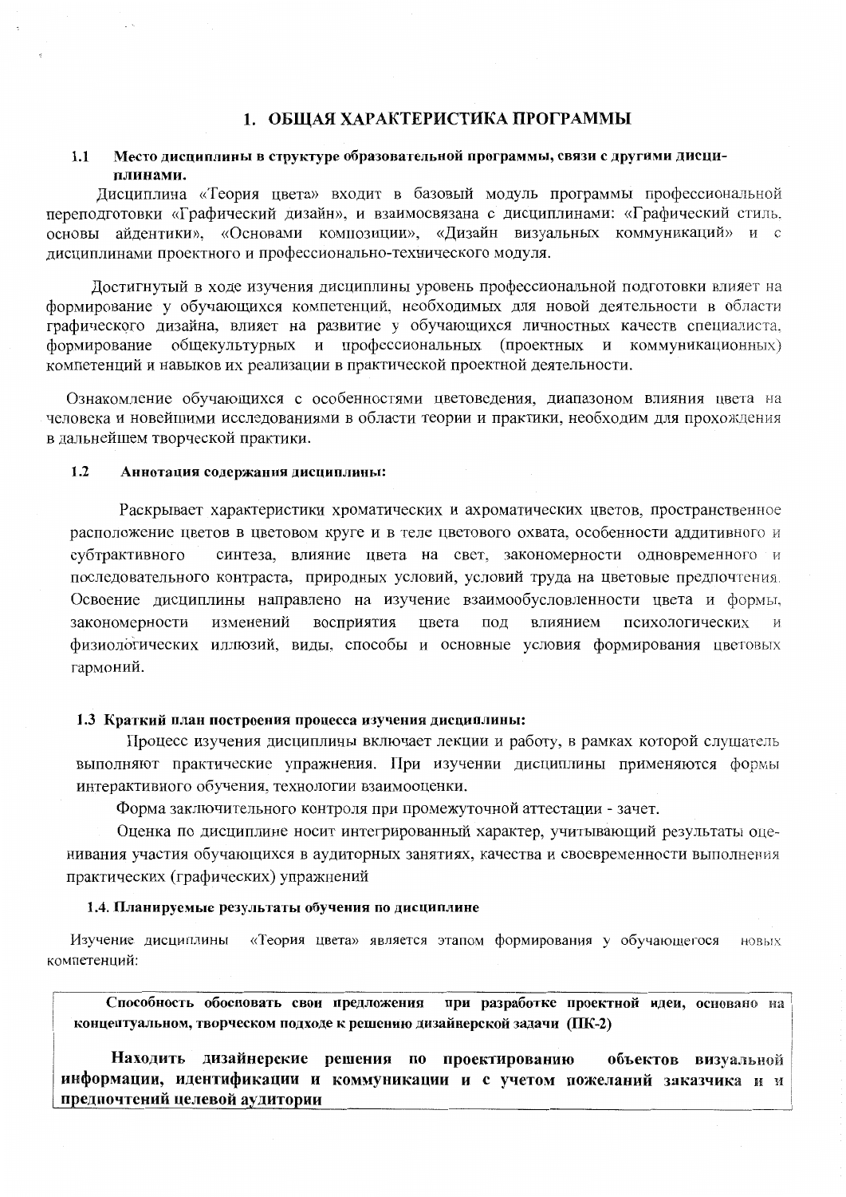# 1. ОБЩАЯ ХАРАКТЕРИСТИКА ПРОГРАММЫ

## 1.1 Место дисциплины в структуре образовательной программы, связи с другими дисциплинами.

Дисциплина «Теория цвета» входит в базовый модуль программы профессиональной переподготовки «Графический дизайн», и взаимосвязана с дисциплинами: «Графический стиль. основы айдентики», «Основами композиции», «Дизайн визуальных коммуникаций» и с дисциплинами проектного и профессионально-технического модуля.

Достигнутый в ходе изучения дисциплины уровень профессиональной подготовки влияет на формирование у обучающихся компетенций, необходимых для новой деятельности в области графического дизайна, влияет на развитие у обучающихся личностных качеств специалиста, формирование общекультурных и профессиональных (проектных и коммуникационных) компетенций и навыков их реализации в практической проектной деятельности.

Ознакомление обучающихся с особенностями цветоведения, диапазоном влияния цвета на человека и новейшими исследованиями в области теории и практики, необходим для прохождения в дальнейшем творческой практики.

## 1.2 Аннотация содержания дисциплины:

Раскрывает характеристики хроматических и ахроматических цветов, пространственное расположение цветов в цветовом круге и в теле цветового охвата, особенности аддитивного и субтрактивного синтеза, влияние цвета на свет, закономерности одновременного и последовательного контраста, природных условий, условий труда на цветовые предпочтения. Освоение дисциплины направлено на изучение взаимообусловленности цвета и формы, закономерности изменений восприятия цвета под влиянием психологических и физиологических иллюзий, виды, способы и основные условия формирования цветовых гармоний.

## 1.3 Краткий план построения процесса изучения дисциплины:

Процесс изучения дисциплины включает лекции и работу, в рамках которой слушатель выполняют практические упражнения. При изучении дисциплины применяются формы интерактивного обучения, технологии взаимооценки.

Форма заключительного контроля при промежуточной аттестации - зачет.

Оценка по дисциплине носит интегрированный характер, учитывающий результаты оценивания участия обучающихся в аудиторных занятиях, качества и своевременности выполнения практических (графических) упражнений

## 1.4. Планируемые результаты обучения по дисциплине

Изучение дисциплины «Теория цвета» является этапом формирования у обучающегося новых компетенций:

**Способность обосновать свои предложения при разработке проектной идеи, основано на концептуальном, творческом подходе к решению дизайнерской задачи (ПК-2)**

**Находить дизайнерские решения по проектированию объектов визуальной информации, идентификации и коммуникации и с учетом пожеланий заказчика и и предпочтений целевой аудитории**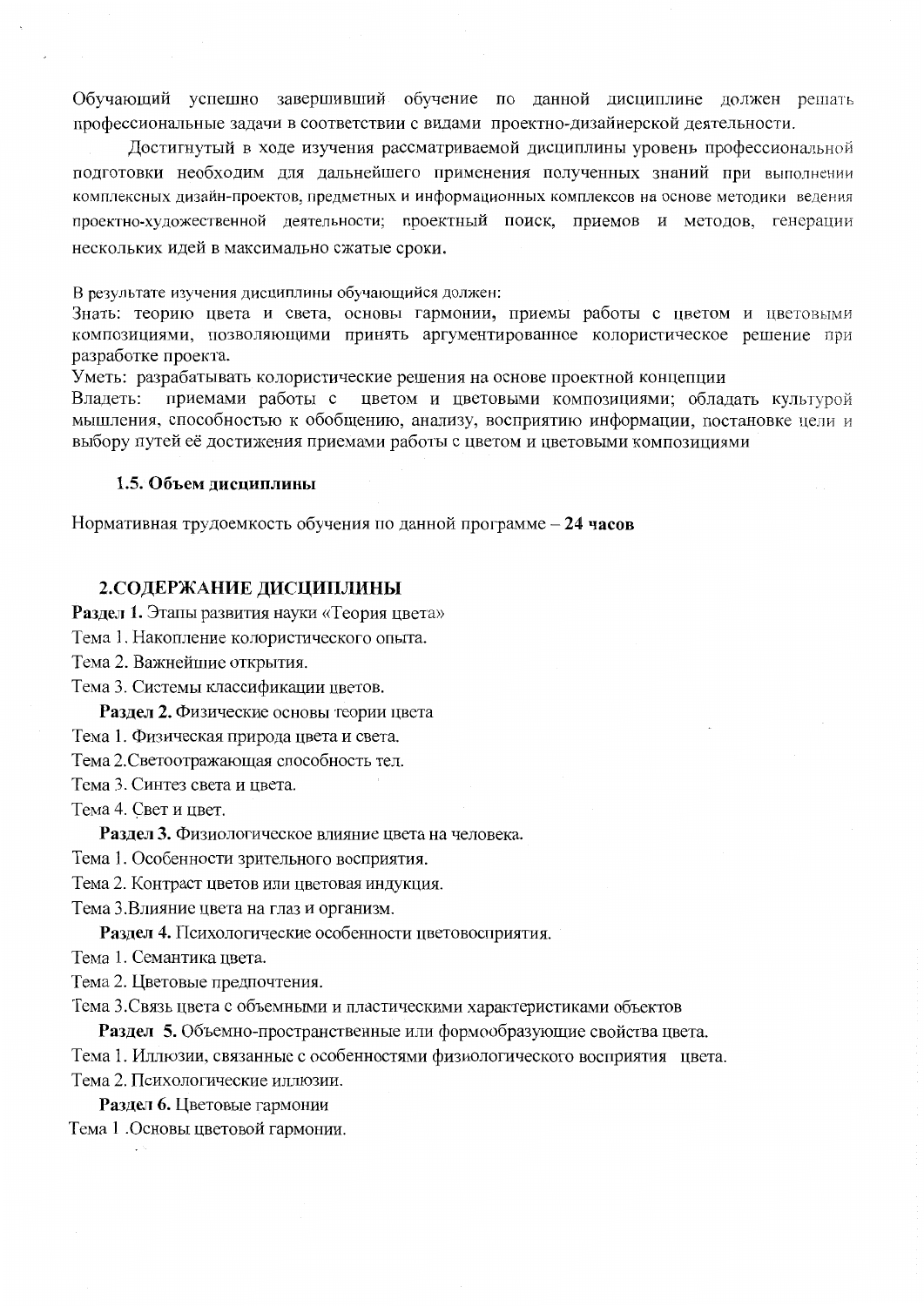Обучающий успешно завершивший обучение по данной дисциплине должен решать профессиональные задачи в соответствии с видами проектно-дизайнерской деятельности.

Достигнутый в ходе изучения рассматриваемой дисциплины уровень профессиональной подготовки необходим для дальнейшего применения полученных знаний при выполнении комплексных дизайн-проектов, предметных и информационных комплексов на основе методики ведения проектно-художественной деятельности; проектный поиск, приемов и методов, генерации нескольких идей в максимально сжатые сроки.

В результате изучения дисциплины обучающийся должен:

Знать: теорию цвета и света, основы гармонии, приемы работы с цветом и цветовыми композициями, позволяющими принять аргументированное колористическое решение при разработке проекта.

Уметь: разрабатывать колористические решения на основе проектной концепции

Владеть: приемами работы с цветом и цветовыми композициями; обладать культурой мышления, способностью к обобщению, анализу, восприятию информации, постановке цели и выбору путей её достижения приемами работы с цветом и цветовыми композициями

### 1.5. Объем дисциплины

Нормативная трудоемкость обучения по данной программе – **24 часов**

## 2.СОДЕРЖАНИЕ ДИСЦИПЛИНЫ

**Раздел 1.** Этапы развития науки «Теория цвета»

Тема 1. Накопление колористического опыта.

Тема 2. Важнейшие открытия.

Тема 3. Системы классификации цветов.

**Раздел 2.** Физические основы теории цвета

Тема 1. Физическая природа цвета и света.

Тема 2.Светоотражающая способность тел.

Тема 3. Синтез света и цвета.

Тема 4. Свет и цвет.

**Раздел 3.** Физиологическое влияние цвета на человека.

Тема 1. Особенности зрительного восприятия.

Тема 2. Контраст цветов или цветовая индукция.

Тема 3.Влияние цвета на глаз и организм.

**Раздел 4.** Психологические особенности цветовосприятия.

Тема 1. Семантика цвета.

Тема 2. Цветовые предпочтения.

Тема 3.Связь цвета с объемными и пластическими характеристиками объектов

**Раздел 5.** Объемно-пространственные или формообразующие свойства цвета.

Тема 1. Иллюзии, связанные с особенностями физиологического восприятия цвета.

Тема 2. Психологические иллюзии.

**Раздел 6.** Цветовые гармонии

Тема 1 .Основы цветовой гармонии.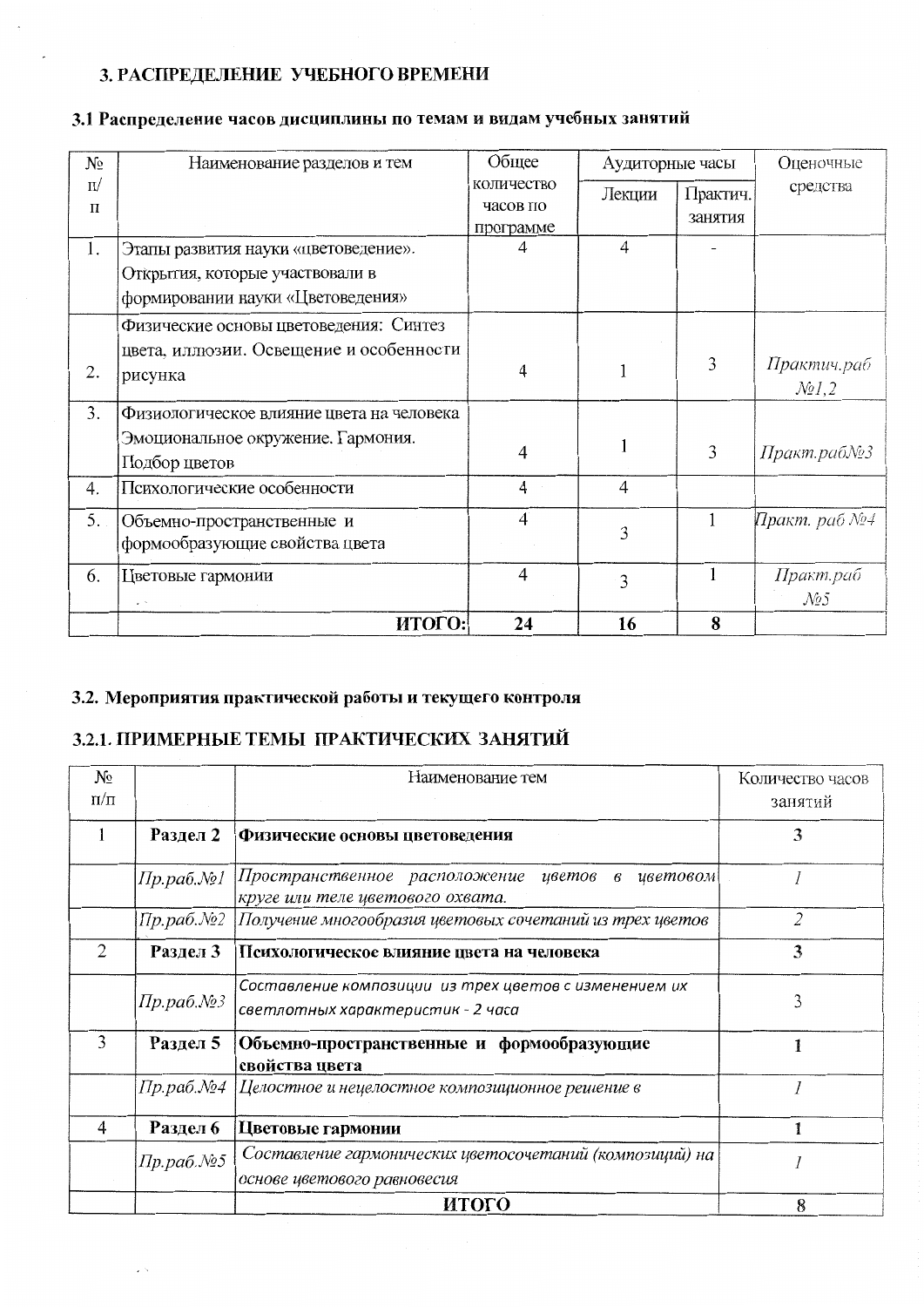## 3. РАСПРЕДЕЛЕНИЕ УЧЕБНОГО ВРЕМЕНИ

### 3.1 Распределение часов дисциплины по темам и видам учебных занятий

| № п/п | Наименование разделов и тем | Общее количество часов по программе | Аудиторные часы | | Оценочные средства |
|---|---|---|---|---|---|
| | | | Лекции | Практич. занятия | |
| 1. | Этапы развития науки «цветоведение». Открытия, которые участвовали в формировании науки «Цветоведения» | 4 | 4 | - | |
| 2. | Физические основы цветоведения: Синтез цвета, иллюзии. Освещение и особенности рисунка | 4 | 1 | 3 | *Практич.раб №1,2* |
| 3. | Физиологическое влияние цвета на человека Эмоциональное окружение. Гармония. Подбор цветов | 4 | 1 | 3 | *Практ.раб№3* |
| 4. | Психологические особенности | 4 | 4 | | |
| 5. | Объемно-пространственные и формообразующие свойства цвета | 4 | 3 | 1 | *Практ. раб №4* |
| 6. | Цветовые гармонии | 4 | 3 | 1 | *Практ.раб №5* |
| | **ИТОГО:** | **24** | **16** | **8** | |

### 3.2. Мероприятия практической работы и текущего контроля

### 3.2.1. ПРИМЕРНЫЕ ТЕМЫ ПРАКТИЧЕСКИХ ЗАНЯТИЙ

| № п/п | | Наименование тем | Количество часов занятий |
|---|---|---|---|
| 1 | **Раздел 2** | **Физические основы цветоведения** | **3** |
| | *Пр.раб.№1* | *Пространственное расположение цветов в цветовом круге или теле цветового охвата.* | *1* |
| | *Пр.раб.№2* | *Получение многообразия цветовых сочетаний из трех цветов* | *2* |
| 2 | **Раздел 3** | **Психологическое влияние цвета на человека** | **3** |
| | *Пр.раб.№3* | *Составление композиции из трех цветов с изменением их светлотных характеристик - 2 часа* | 3 |
| 3 | **Раздел 5** | **Объемно-пространственные и формообразующие свойства цвета** | **1** |
| | *Пр.раб.№4* | *Целостное и нецелостное композиционное решение в* | *1* |
| 4 | **Раздел 6** | **Цветовые гармонии** | **1** |
| | *Пр.раб.№5* | *Составление гармонических цветосочетаний (композиций) на основе цветового равновесия* | *1* |
| | | **ИТОГО** | **8** |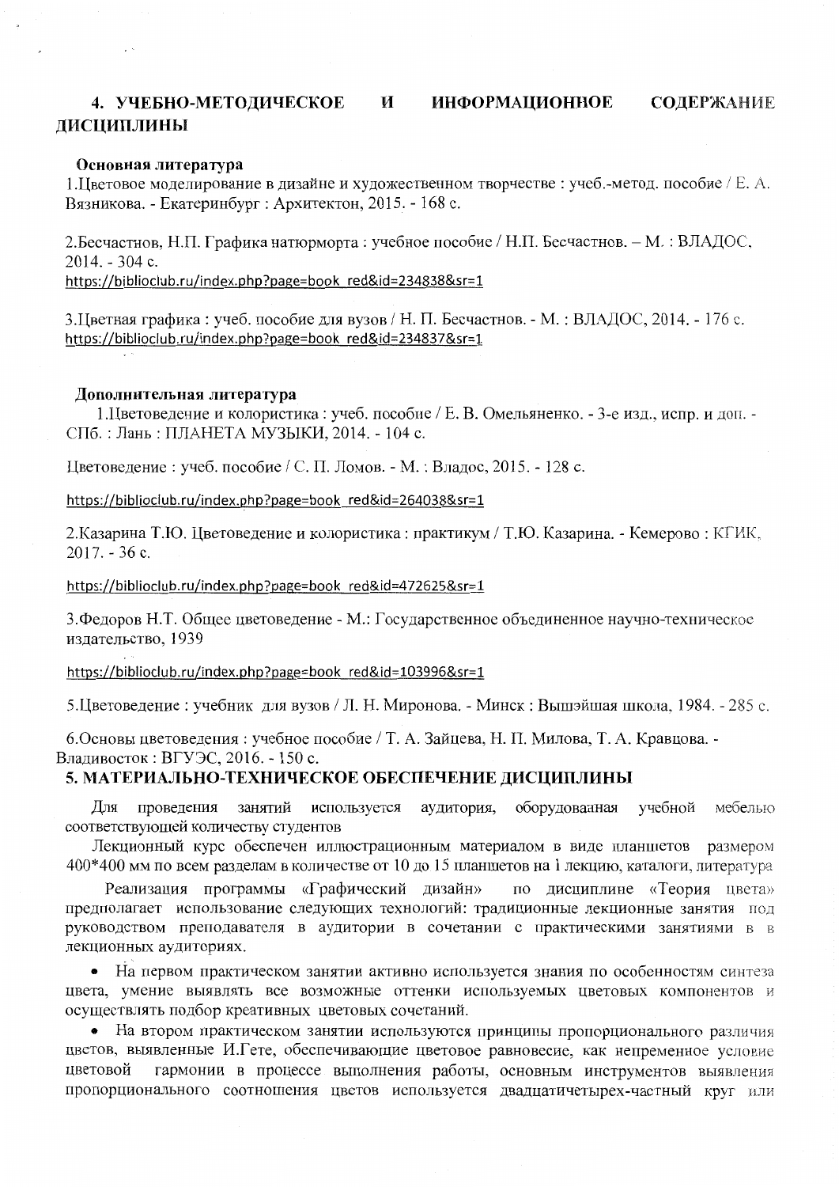## 4. УЧЕБНО-МЕТОДИЧЕСКОЕ И ИНФОРМАЦИОННОЕ СОДЕРЖАНИЕ ДИСЦИПЛИНЫ

**Основная литература**

1.Цветовое моделирование в дизайне и художественном творчестве : учеб.-метод. пособие / Е. А. Вязникова. - Екатеринбург : Архитектон, 2015. - 168 с.

2.Бесчастнов, Н.П. Графика натюрморта : учебное пособие / Н.П. Бесчастнов. – М. : ВЛАДОС, 2014. - 304 с.
https://biblioclub.ru/index.php?page=book_red&id=234838&sr=1

3.Цветная графика : учеб. пособие для вузов / Н. П. Бесчастнов. - М. : ВЛАДОС, 2014. - 176 с.
https://biblioclub.ru/index.php?page=book_red&id=234837&sr=1

**Дополнительная литература**

1.Цветоведение и колористика : учеб. пособие / Е. В. Омельяненко. - 3-е изд., испр. и доп. - СПб. : Лань : ПЛАНЕТА МУЗЫКИ, 2014. - 104 с.

Цветоведение : учеб. пособие / С. П. Ломов. - М. : Владос, 2015. - 128 с.

https://biblioclub.ru/index.php?page=book_red&id=264038&sr=1

2.Казарина Т.Ю. Цветоведение и колористика : практикум / Т.Ю. Казарина. - Кемерово : КГИК, 2017. - 36 с.

https://biblioclub.ru/index.php?page=book_red&id=472625&sr=1

3.Федоров Н.Т. Общее цветоведение - М.: Государственное объединенное научно-техническое издательство, 1939

https://biblioclub.ru/index.php?page=book_red&id=103996&sr=1

5.Цветоведение : учебник для вузов / Л. Н. Миронова. - Минск : Вышэйшая школа, 1984. - 285 с.

6.Основы цветоведения : учебное пособие / Т. А. Зайцева, Н. П. Милова, Т. А. Кравцова. - Владивосток : ВГУЭС, 2016. - 150 с.

## 5. МАТЕРИАЛЬНО-ТЕХНИЧЕСКОЕ ОБЕСПЕЧЕНИЕ ДИСЦИПЛИНЫ

Для проведения занятий используется аудитория, оборудованная учебной мебелью соответствующей количеству студентов

Лекционный курс обеспечен иллюстрационным материалом в виде планшетов размером 400*400 мм по всем разделам в количестве от 10 до 15 планшетов на 1 лекцию, каталоги, литература

Реализация программы «Графический дизайн» по дисциплине «Теория цвета» предполагает использование следующих технологий: традиционные лекционные занятия под руководством преподавателя в аудитории в сочетании с практическими занятиями в в лекционных аудиториях.

- На первом практическом занятии активно используется знания по особенностям синтеза цвета, умение выявлять все возможные оттенки используемых цветовых компонентов и осуществлять подбор креативных цветовых сочетаний.
- На втором практическом занятии используются принципы пропорционального различия цветов, выявленные И.Гете, обеспечивающие цветовое равновесие, как непременное условие цветовой гармонии в процессе выполнения работы, основным инструментов выявления пропорционального соотношения цветов используется двадцатичетырех-частный круг или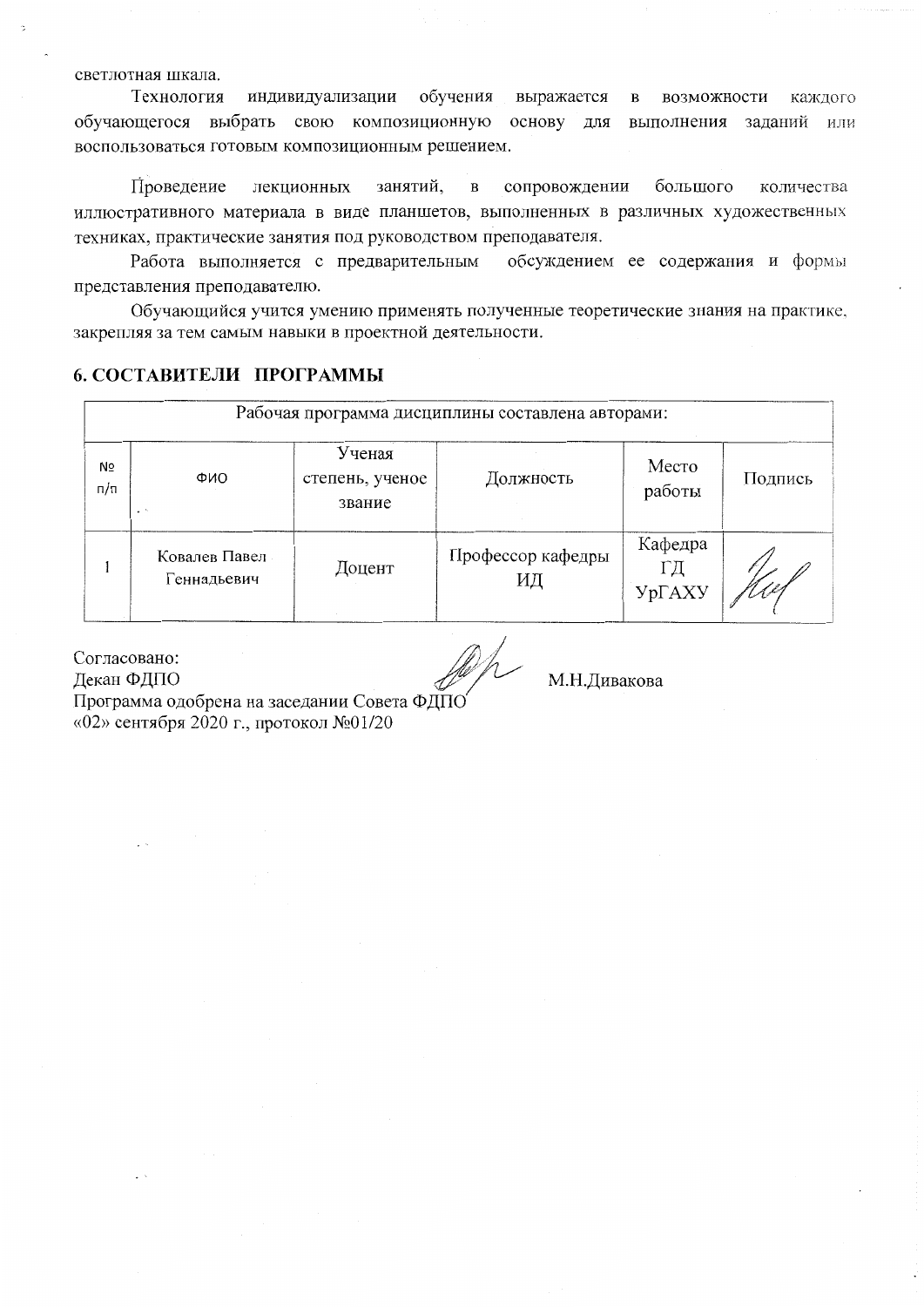светлотная шкала.

Технология индивидуализации обучения выражается в возможности каждого обучающегося выбрать свою композиционную основу для выполнения заданий или воспользоваться готовым композиционным решением.

Проведение лекционных занятий, в сопровождении большого количества иллюстративного материала в виде планшетов, выполненных в различных художественных техниках, практические занятия под руководством преподавателя.

Работа выполняется с предварительным обсуждением ее содержания и формы представления преподавателю.

Обучающийся учится умению применять полученные теоретические знания на практике, закрепляя за тем самым навыки в проектной деятельности.

## 6. СОСТАВИТЕЛИ ПРОГРАММЫ

| Рабочая программа дисциплины составлена авторами: | | | | | |
|---|---|---|---|---|---|
| № п/п | ФИО | Ученая степень, ученое звание | Должность | Место работы | Подпись |
| 1 | Ковалев Павел Геннадьевич | Доцент | Профессор кафедры ИД | Кафедра ГД УрГАХУ | |

Согласовано:
Декан ФДПО М.Н.Дивакова
Программа одобрена на заседании Совета ФДПО
«02» сентября 2020 г., протокол №01/20